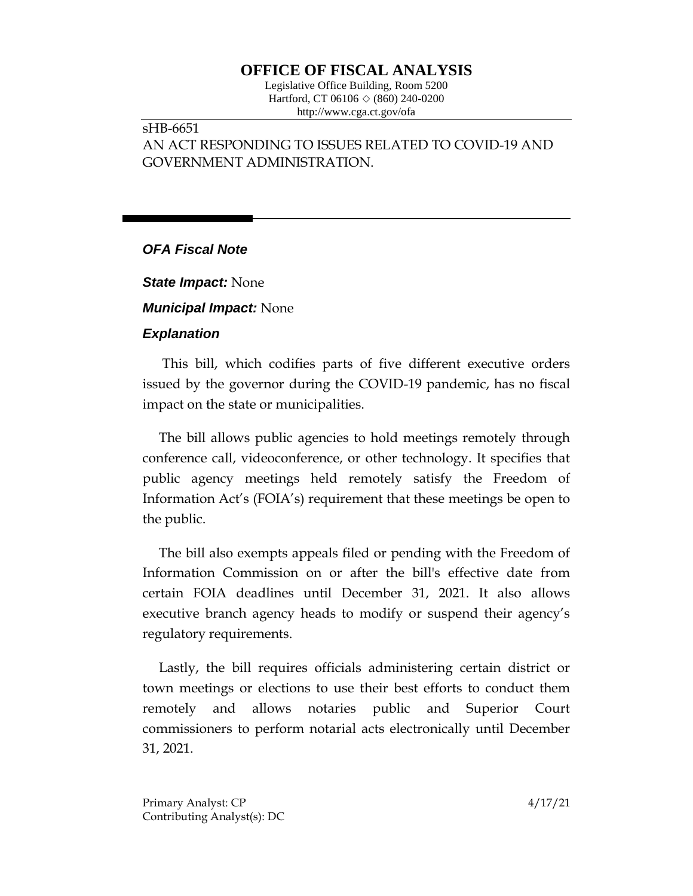# OFFICE OF FISCAL ANALYSIS

Legislative Office Building, Room 5200
Hartford, CT 06106 ◇ (860) 240-0200
http://www.cga.ct.gov/ofa

sHB-6651
AN ACT RESPONDING TO ISSUES RELATED TO COVID-19 AND GOVERNMENT ADMINISTRATION.

---

## *OFA Fiscal Note*

***State Impact:*** None

***Municipal Impact:*** None

### *Explanation*

This bill, which codifies parts of five different executive orders issued by the governor during the COVID-19 pandemic, has no fiscal impact on the state or municipalities.

The bill allows public agencies to hold meetings remotely through conference call, videoconference, or other technology. It specifies that public agency meetings held remotely satisfy the Freedom of Information Act's (FOIA's) requirement that these meetings be open to the public.

The bill also exempts appeals filed or pending with the Freedom of Information Commission on or after the bill's effective date from certain FOIA deadlines until December 31, 2021. It also allows executive branch agency heads to modify or suspend their agency's regulatory requirements.

Lastly, the bill requires officials administering certain district or town meetings or elections to use their best efforts to conduct them remotely and allows notaries public and Superior Court commissioners to perform notarial acts electronically until December 31, 2021.

Primary Analyst: CP
Contributing Analyst(s): DC

4/17/21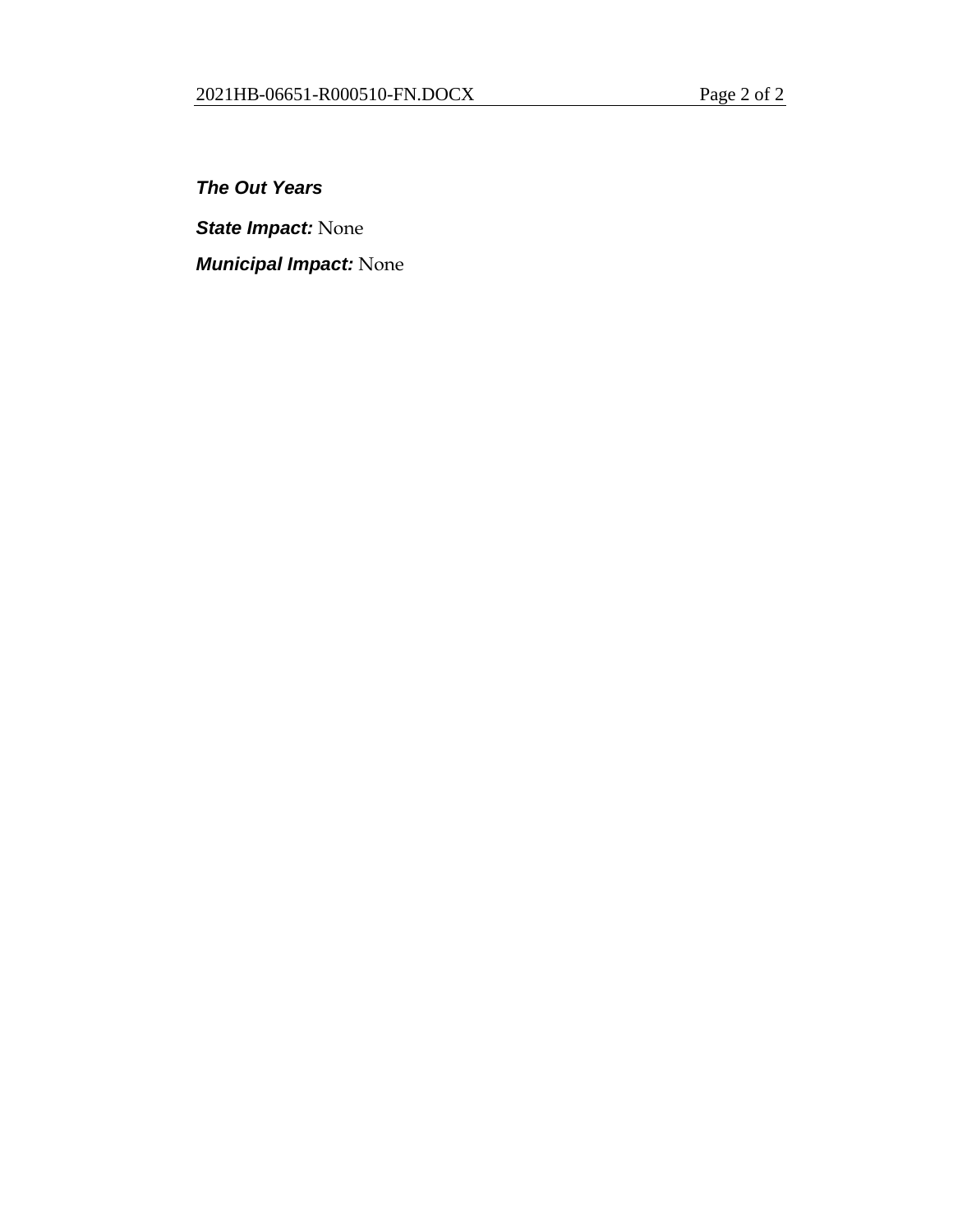***The Out Years***

***State Impact:*** None

***Municipal Impact:*** None